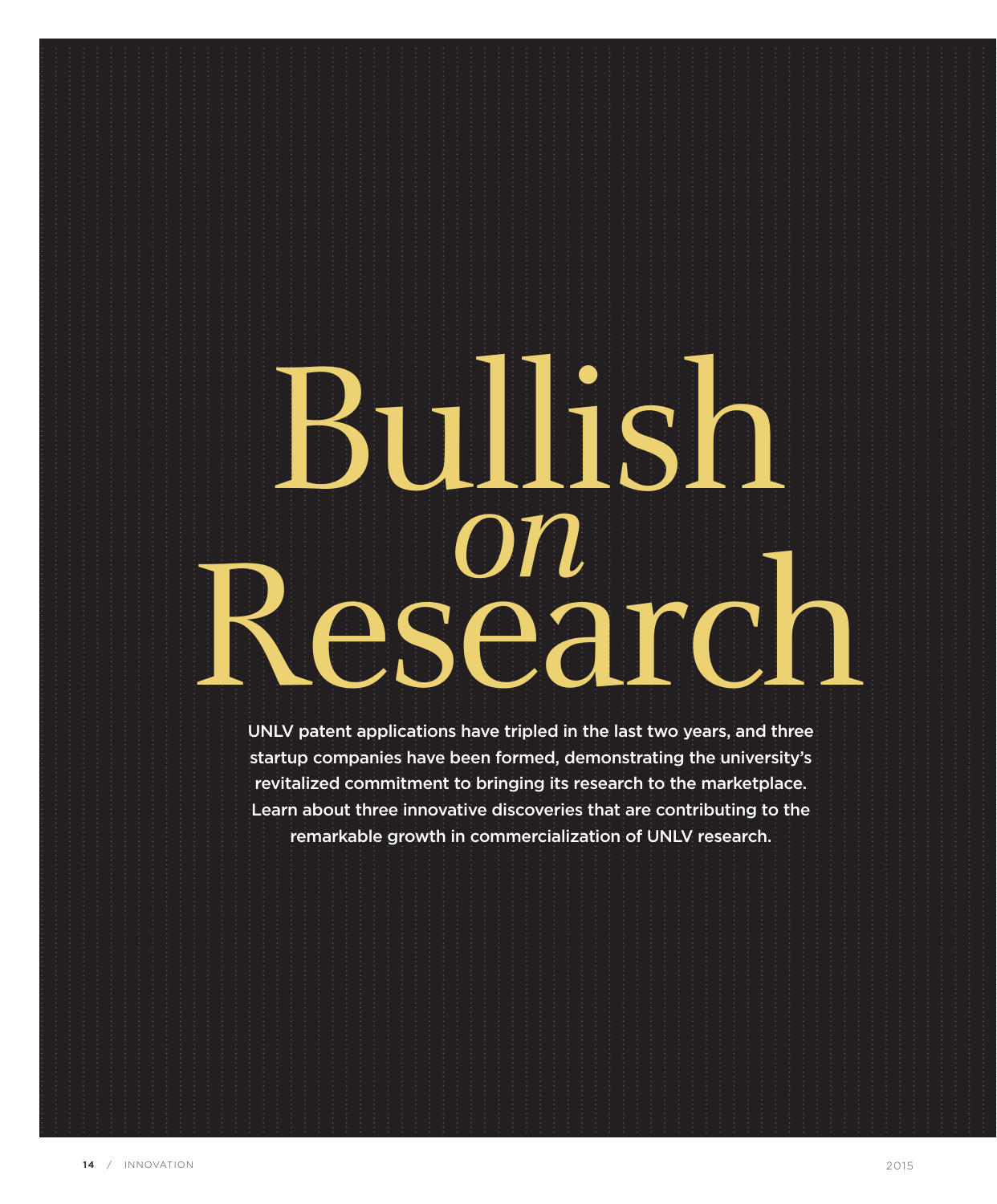# Bullish *on* Research

**UNLV patent applications have tripled in the last two years, and three startup companies have been formed, demonstrating the university's revitalized commitment to bringing its research to the marketplace. Learn about three innovative discoveries that are contributing to the remarkable growth in commercialization of UNLV research.**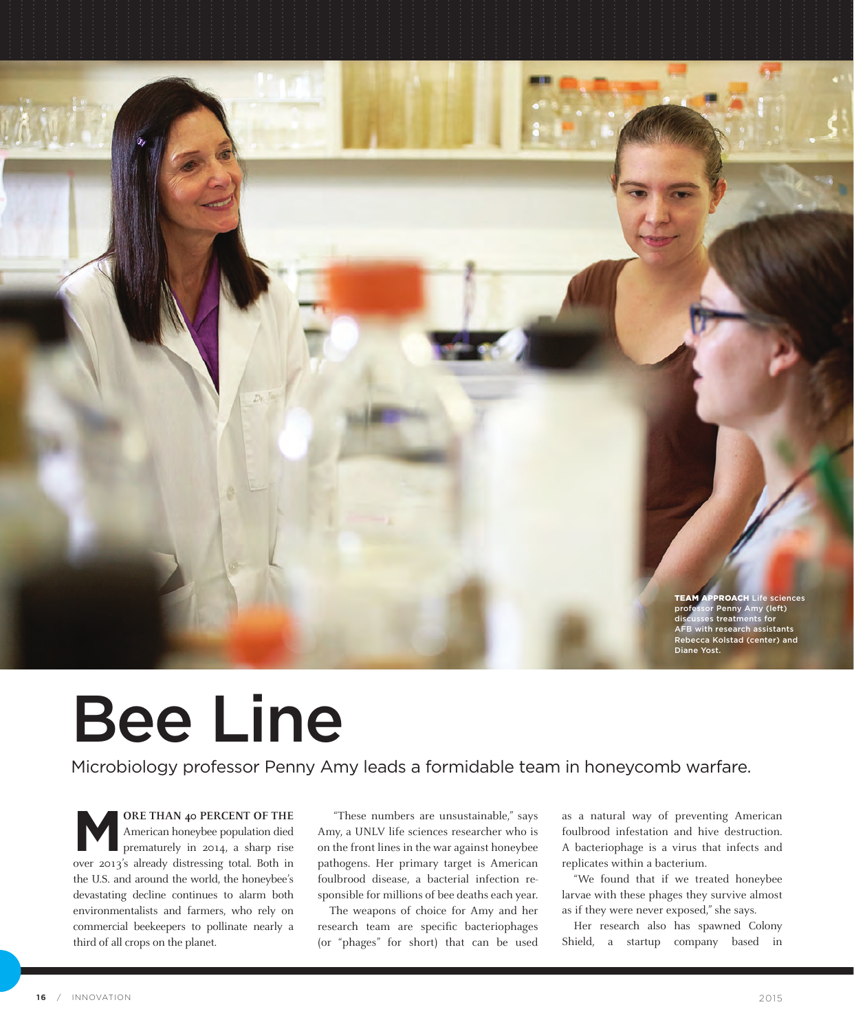**TEAM APPROACH** Life sciences professor Penny Amy (left) discusses treatments for AFB with research assistants Rebecca Kolstad (center) and Diane Yost.

# Bee Line

Microbiology professor Penny Amy leads a formidable team in honeycomb warfare.

**MORE THAN 40 PERCENT OF THE** American honeybee population died prematurely in 2014, a sharp rise over 2013's already distressing total. Both in the U.S. and around the world, the honeybee's devastating decline continues to alarm both environmentalists and farmers, who rely on commercial beekeepers to pollinate nearly a third of all crops on the planet.

"These numbers are unsustainable," says Amy, a UNLV life sciences researcher who is on the front lines in the war against honeybee pathogens. Her primary target is American foulbrood disease, a bacterial infection responsible for millions of bee deaths each year.

The weapons of choice for Amy and her research team are specific bacteriophages (or "phages" for short) that can be used as a natural way of preventing American foulbrood infestation and hive destruction. A bacteriophage is a virus that infects and replicates within a bacterium.

"We found that if we treated honeybee larvae with these phages they survive almost as if they were never exposed," she says.

Her research also has spawned Colony Shield, a startup company based in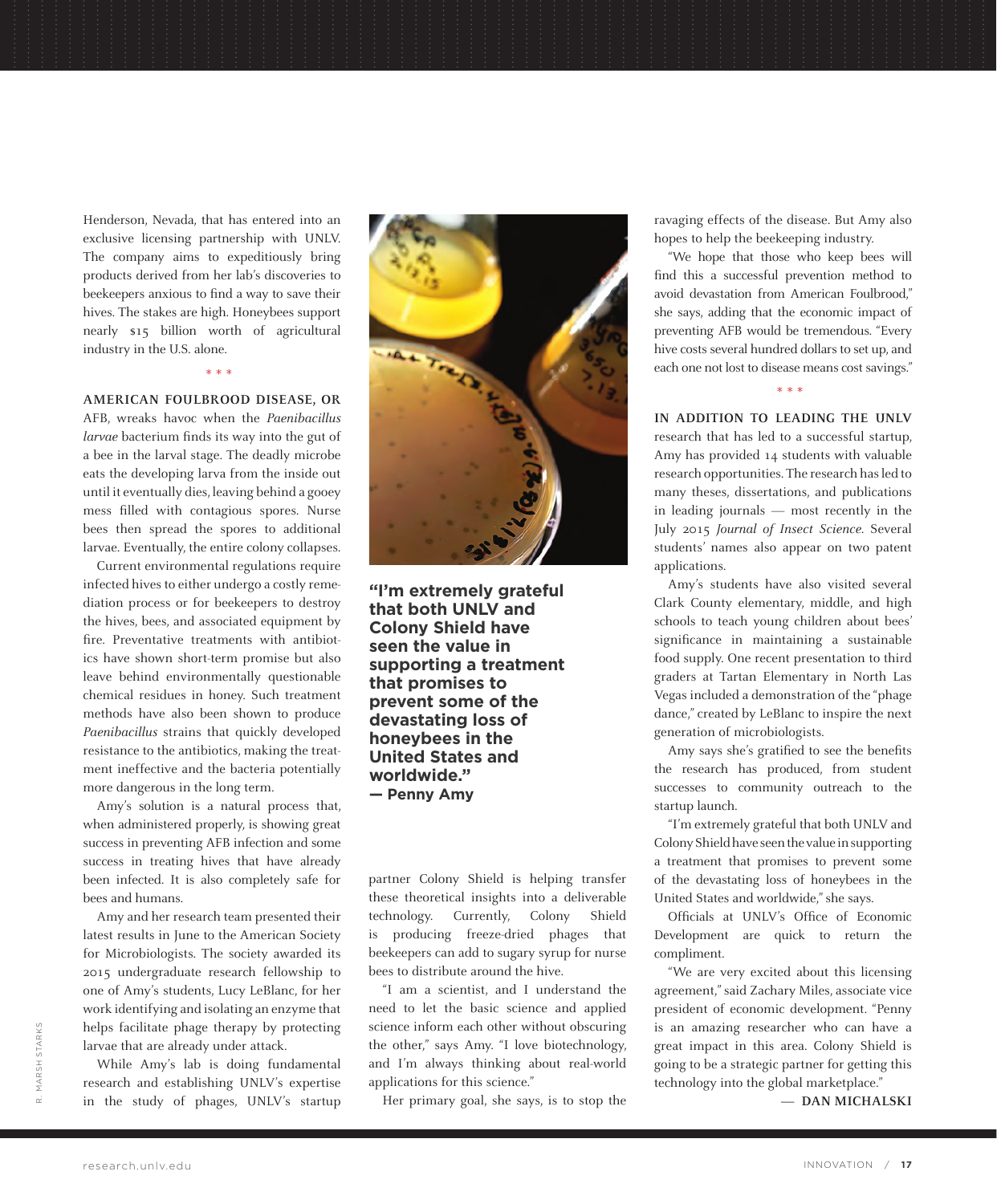Henderson, Nevada, that has entered into an exclusive licensing partnership with UNLV. The company aims to expeditiously bring products derived from her lab's discoveries to beekeepers anxious to find a way to save their hives. The stakes are high. Honeybees support nearly $15 billion worth of agricultural industry in the U.S. alone.

\* \* \*

**AMERICAN FOULBROOD DISEASE, OR** AFB, wreaks havoc when the *Paenibacillus larvae* bacterium finds its way into the gut of a bee in the larval stage. The deadly microbe eats the developing larva from the inside out until it eventually dies, leaving behind a gooey mess filled with contagious spores. Nurse bees then spread the spores to additional larvae. Eventually, the entire colony collapses.

Current environmental regulations require infected hives to either undergo a costly remediation process or for beekeepers to destroy the hives, bees, and associated equipment by fire. Preventative treatments with antibiotics have shown short-term promise but also leave behind environmentally questionable chemical residues in honey. Such treatment methods have also been shown to produce *Paenibacillus* strains that quickly developed resistance to the antibiotics, making the treatment ineffective and the bacteria potentially more dangerous in the long term.

Amy's solution is a natural process that, when administered properly, is showing great success in preventing AFB infection and some success in treating hives that have already been infected. It is also completely safe for bees and humans.

Amy and her research team presented their latest results in June to the American Society for Microbiologists. The society awarded its 2015 undergraduate research fellowship to one of Amy's students, Lucy LeBlanc, for her work identifying and isolating an enzyme that helps facilitate phage therapy by protecting larvae that are already under attack.

While Amy's lab is doing fundamental research and establishing UNLV's expertise in the study of phages, UNLV's startup partner Colony Shield is helping transfer these theoretical insights into a deliverable technology. Currently, Colony Shield is producing freeze-dried phages that beekeepers can add to sugary syrup for nurse bees to distribute around the hive.

**"I'm extremely grateful that both UNLV and Colony Shield have seen the value in supporting a treatment that promises to prevent some of the devastating loss of honeybees in the United States and worldwide." — Penny Amy**

"I am a scientist, and I understand the need to let the basic science and applied science inform each other without obscuring the other," says Amy. "I love biotechnology, and I'm always thinking about real-world applications for this science."

Her primary goal, she says, is to stop the ravaging effects of the disease. But Amy also hopes to help the beekeeping industry.

"We hope that those who keep bees will find this a successful prevention method to avoid devastation from American Foulbrood," she says, adding that the economic impact of preventing AFB would be tremendous. "Every hive costs several hundred dollars to set up, and each one not lost to disease means cost savings."

\* \* \*

**IN ADDITION TO LEADING THE UNLV** research that has led to a successful startup, Amy has provided 14 students with valuable research opportunities. The research has led to many theses, dissertations, and publications in leading journals — most recently in the July 2015 *Journal of Insect Science*. Several students' names also appear on two patent applications.

Amy's students have also visited several Clark County elementary, middle, and high schools to teach young children about bees' significance in maintaining a sustainable food supply. One recent presentation to third graders at Tartan Elementary in North Las Vegas included a demonstration of the "phage dance," created by LeBlanc to inspire the next generation of microbiologists.

Amy says she's gratified to see the benefits the research has produced, from student successes to community outreach to the startup launch.

"I'm extremely grateful that both UNLV and Colony Shield have seen the value in supporting a treatment that promises to prevent some of the devastating loss of honeybees in the United States and worldwide," she says.

Officials at UNLV's Office of Economic Development are quick to return the compliment.

"We are very excited about this licensing agreement," said Zachary Miles, associate vice president of economic development. "Penny is an amazing researcher who can have a great impact in this area. Colony Shield is going to be a strategic partner for getting this technology into the global marketplace."

— **DAN MICHALSKI**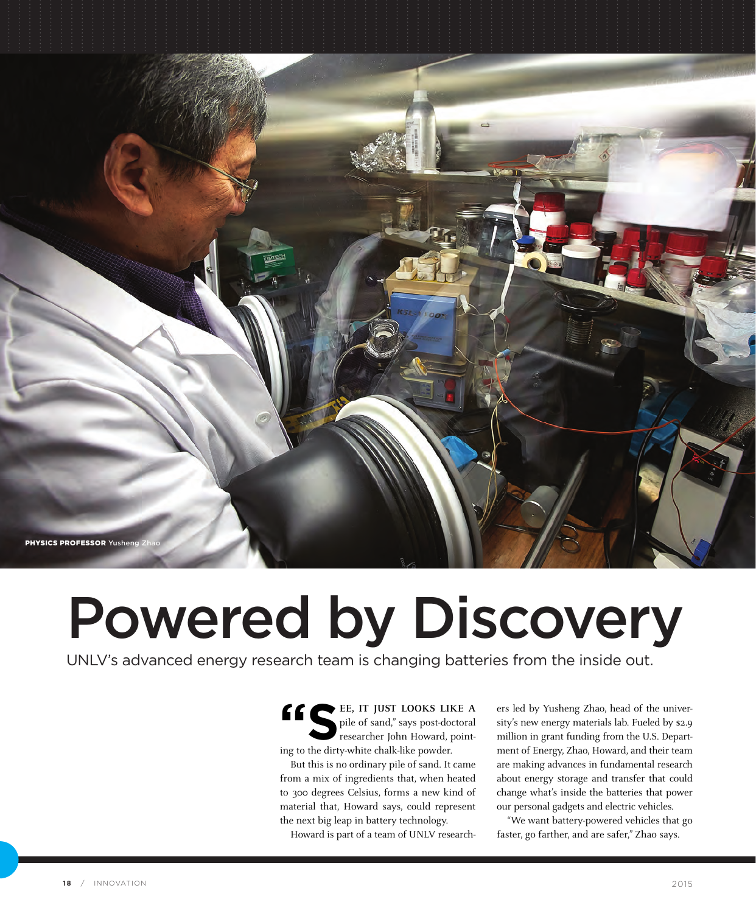PHYSICS PROFESSOR Yusheng Zhao

# Powered by Discovery

UNLV's advanced energy research team is changing batteries from the inside out.

"SEE, IT JUST LOOKS LIKE A pile of sand," says post-doctoral researcher John Howard, pointing to the dirty-white chalk-like powder.

But this is no ordinary pile of sand. It came from a mix of ingredients that, when heated to 300 degrees Celsius, forms a new kind of material that, Howard says, could represent the next big leap in battery technology.

Howard is part of a team of UNLV researchers led by Yusheng Zhao, head of the university's new energy materials lab. Fueled by $2.9 million in grant funding from the U.S. Department of Energy, Zhao, Howard, and their team are making advances in fundamental research about energy storage and transfer that could change what's inside the batteries that power our personal gadgets and electric vehicles.

"We want battery-powered vehicles that go faster, go farther, and are safer," Zhao says.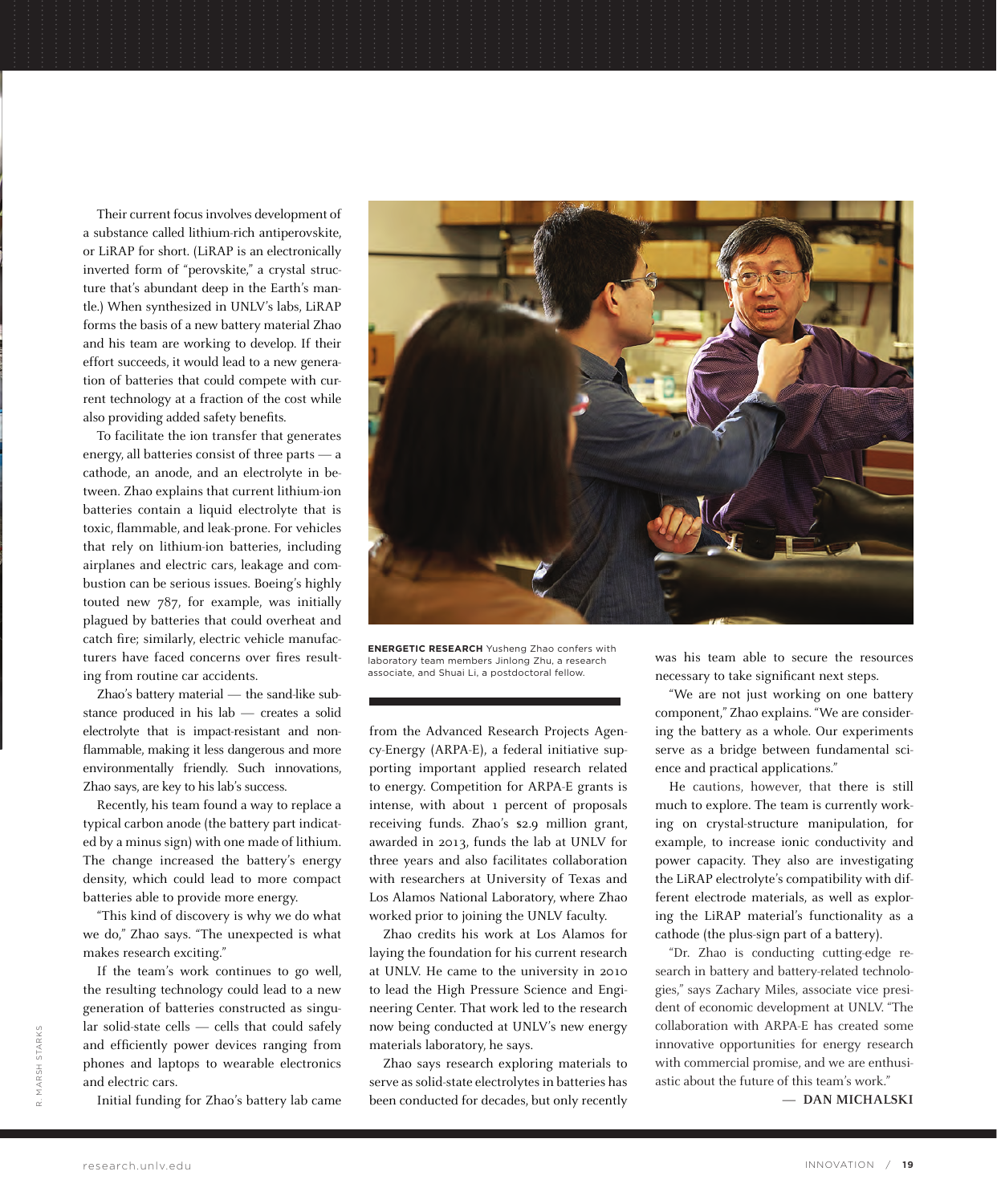Their current focus involves development of a substance called lithium-rich antiperovskite, or LiRAP for short. (LiRAP is an electronically inverted form of "perovskite," a crystal structure that's abundant deep in the Earth's mantle.) When synthesized in UNLV's labs, LiRAP forms the basis of a new battery material Zhao and his team are working to develop. If their effort succeeds, it would lead to a new generation of batteries that could compete with current technology at a fraction of the cost while also providing added safety benefits.

To facilitate the ion transfer that generates energy, all batteries consist of three parts — a cathode, an anode, and an electrolyte in between. Zhao explains that current lithium-ion batteries contain a liquid electrolyte that is toxic, flammable, and leak-prone. For vehicles that rely on lithium-ion batteries, including airplanes and electric cars, leakage and combustion can be serious issues. Boeing's highly touted new 787, for example, was initially plagued by batteries that could overheat and catch fire; similarly, electric vehicle manufacturers have faced concerns over fires resulting from routine car accidents.

Zhao's battery material — the sand-like substance produced in his lab — creates a solid electrolyte that is impact-resistant and nonflammable, making it less dangerous and more environmentally friendly. Such innovations, Zhao says, are key to his lab's success.

Recently, his team found a way to replace a typical carbon anode (the battery part indicated by a minus sign) with one made of lithium. The change increased the battery's energy density, which could lead to more compact batteries able to provide more energy.

"This kind of discovery is why we do what we do," Zhao says. "The unexpected is what makes research exciting."

If the team's work continues to go well, the resulting technology could lead to a new generation of batteries constructed as singular solid-state cells — cells that could safely and efficiently power devices ranging from phones and laptops to wearable electronics and electric cars.

Initial funding for Zhao's battery lab came from the Advanced Research Projects Agency-Energy (ARPA-E), a federal initiative supporting important applied research related to energy. Competition for ARPA-E grants is intense, with about 1 percent of proposals receiving funds. Zhao's $2.9 million grant, awarded in 2013, funds the lab at UNLV for three years and also facilitates collaboration with researchers at University of Texas and Los Alamos National Laboratory, where Zhao worked prior to joining the UNLV faculty.

Zhao credits his work at Los Alamos for laying the foundation for his current research at UNLV. He came to the university in 2010 to lead the High Pressure Science and Engineering Center. That work led to the research now being conducted at UNLV's new energy materials laboratory, he says.

Zhao says research exploring materials to serve as solid-state electrolytes in batteries has been conducted for decades, but only recently was his team able to secure the resources necessary to take significant next steps.

"We are not just working on one battery component," Zhao explains. "We are considering the battery as a whole. Our experiments serve as a bridge between fundamental science and practical applications."

He cautions, however, that there is still much to explore. The team is currently working on crystal-structure manipulation, for example, to increase ionic conductivity and power capacity. They also are investigating the LiRAP electrolyte's compatibility with different electrode materials, as well as exploring the LiRAP material's functionality as a cathode (the plus-sign part of a battery).

"Dr. Zhao is conducting cutting-edge research in battery and battery-related technologies," says Zachary Miles, associate vice president of economic development at UNLV. "The collaboration with ARPA-E has created some innovative opportunities for energy research with commercial promise, and we are enthusiastic about the future of this team's work."

**— DAN MICHALSKI**

**ENERGETIC RESEARCH** Yusheng Zhao confers with laboratory team members Jinlong Zhu, a research associate, and Shuai Li, a postdoctoral fellow.

R. MARSH STARKS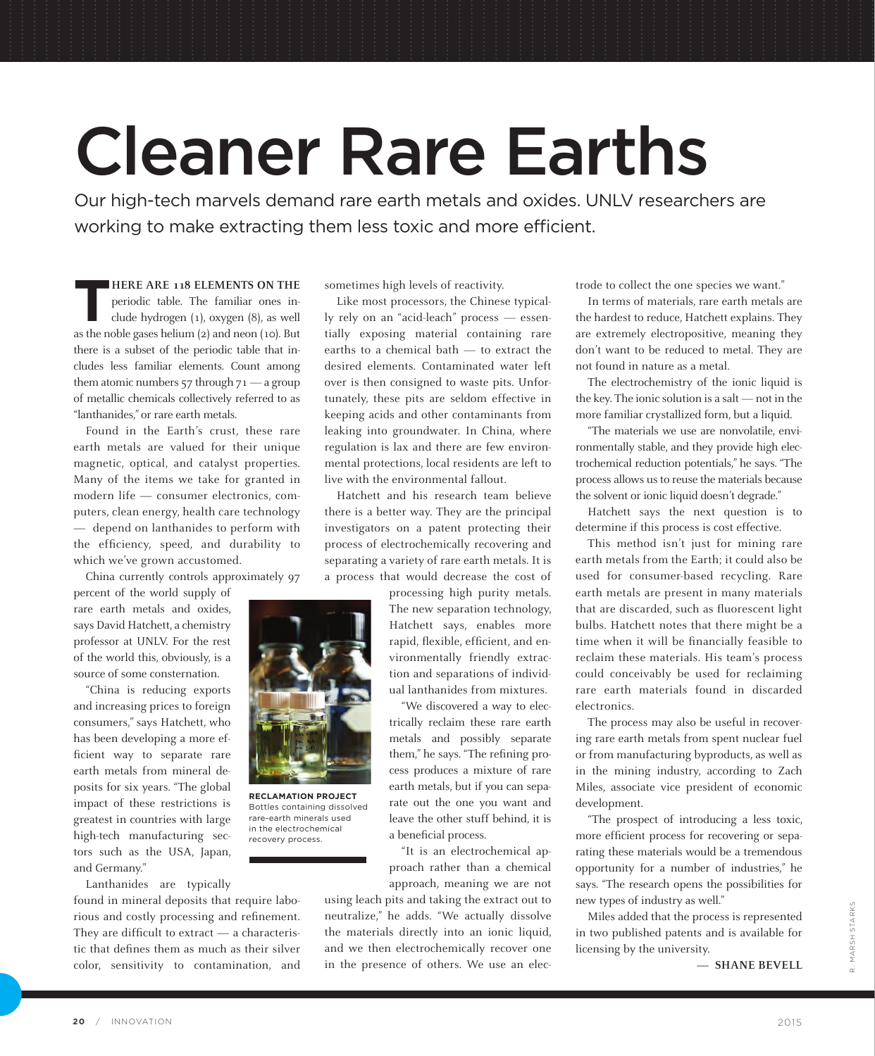# Cleaner Rare Earths

Our high-tech marvels demand rare earth metals and oxides. UNLV researchers are working to make extracting them less toxic and more efficient.

**THERE ARE 118 ELEMENTS ON THE** periodic table. The familiar ones include hydrogen (1), oxygen (8), as well as the noble gases helium (2) and neon (10). But there is a subset of the periodic table that includes less familiar elements. Count among them atomic numbers 57 through 71 — a group of metallic chemicals collectively referred to as "lanthanides," or rare earth metals.

Found in the Earth's crust, these rare earth metals are valued for their unique magnetic, optical, and catalyst properties. Many of the items we take for granted in modern life — consumer electronics, computers, clean energy, health care technology — depend on lanthanides to perform with the efficiency, speed, and durability to which we've grown accustomed.

China currently controls approximately 97 percent of the world supply of rare earth metals and oxides, says David Hatchett, a chemistry professor at UNLV. For the rest of the world this, obviously, is a source of some consternation.

"China is reducing exports and increasing prices to foreign consumers," says Hatchett, who has been developing a more efficient way to separate rare earth metals from mineral deposits for six years. "The global impact of these restrictions is greatest in countries with large high-tech manufacturing sectors such as the USA, Japan, and Germany."

Lanthanides are typically found in mineral deposits that require laborious and costly processing and refinement. They are difficult to extract — a characteristic that defines them as much as their silver color, sensitivity to contamination, and sometimes high levels of reactivity.

Like most processors, the Chinese typically rely on an "acid-leach" process — essentially exposing material containing rare earths to a chemical bath — to extract the desired elements. Contaminated water left over is then consigned to waste pits. Unfortunately, these pits are seldom effective in keeping acids and other contaminants from leaking into groundwater. In China, where regulation is lax and there are few environmental protections, local residents are left to live with the environmental fallout.

Hatchett and his research team believe there is a better way. They are the principal investigators on a patent protecting their process of electrochemically recovering and separating a variety of rare earth metals. It is a process that would decrease the cost of processing high purity metals. The new separation technology, Hatchett says, enables more rapid, flexible, efficient, and environmentally friendly extraction and separations of individual lanthanides from mixtures.

**RECLAMATION PROJECT**
Bottles containing dissolved rare-earth minerals used in the electrochemical recovery process.

"We discovered a way to electrically reclaim these rare earth metals and possibly separate them," he says. "The refining process produces a mixture of rare earth metals, but if you can separate out the one you want and leave the other stuff behind, it is a beneficial process.

"It is an electrochemical approach rather than a chemical approach, meaning we are not using leach pits and taking the extract out to neutralize," he adds. "We actually dissolve the materials directly into an ionic liquid, and we then electrochemically recover one in the presence of others. We use an electrode to collect the one species we want."

In terms of materials, rare earth metals are the hardest to reduce, Hatchett explains. They are extremely electropositive, meaning they don't want to be reduced to metal. They are not found in nature as a metal.

The electrochemistry of the ionic liquid is the key. The ionic solution is a salt — not in the more familiar crystallized form, but a liquid.

"The materials we use are nonvolatile, environmentally stable, and they provide high electrochemical reduction potentials," he says. "The process allows us to reuse the materials because the solvent or ionic liquid doesn't degrade."

Hatchett says the next question is to determine if this process is cost effective.

This method isn't just for mining rare earth metals from the Earth; it could also be used for consumer-based recycling. Rare earth metals are present in many materials that are discarded, such as fluorescent light bulbs. Hatchett notes that there might be a time when it will be financially feasible to reclaim these materials. His team's process could conceivably be used for reclaiming rare earth materials found in discarded electronics.

The process may also be useful in recovering rare earth metals from spent nuclear fuel or from manufacturing byproducts, as well as in the mining industry, according to Zach Miles, associate vice president of economic development.

"The prospect of introducing a less toxic, more efficient process for recovering or separating these materials would be a tremendous opportunity for a number of industries," he says. "The research opens the possibilities for new types of industry as well."

Miles added that the process is represented in two published patents and is available for licensing by the university.

— **SHANE BEVELL**

R. MARSH STARKS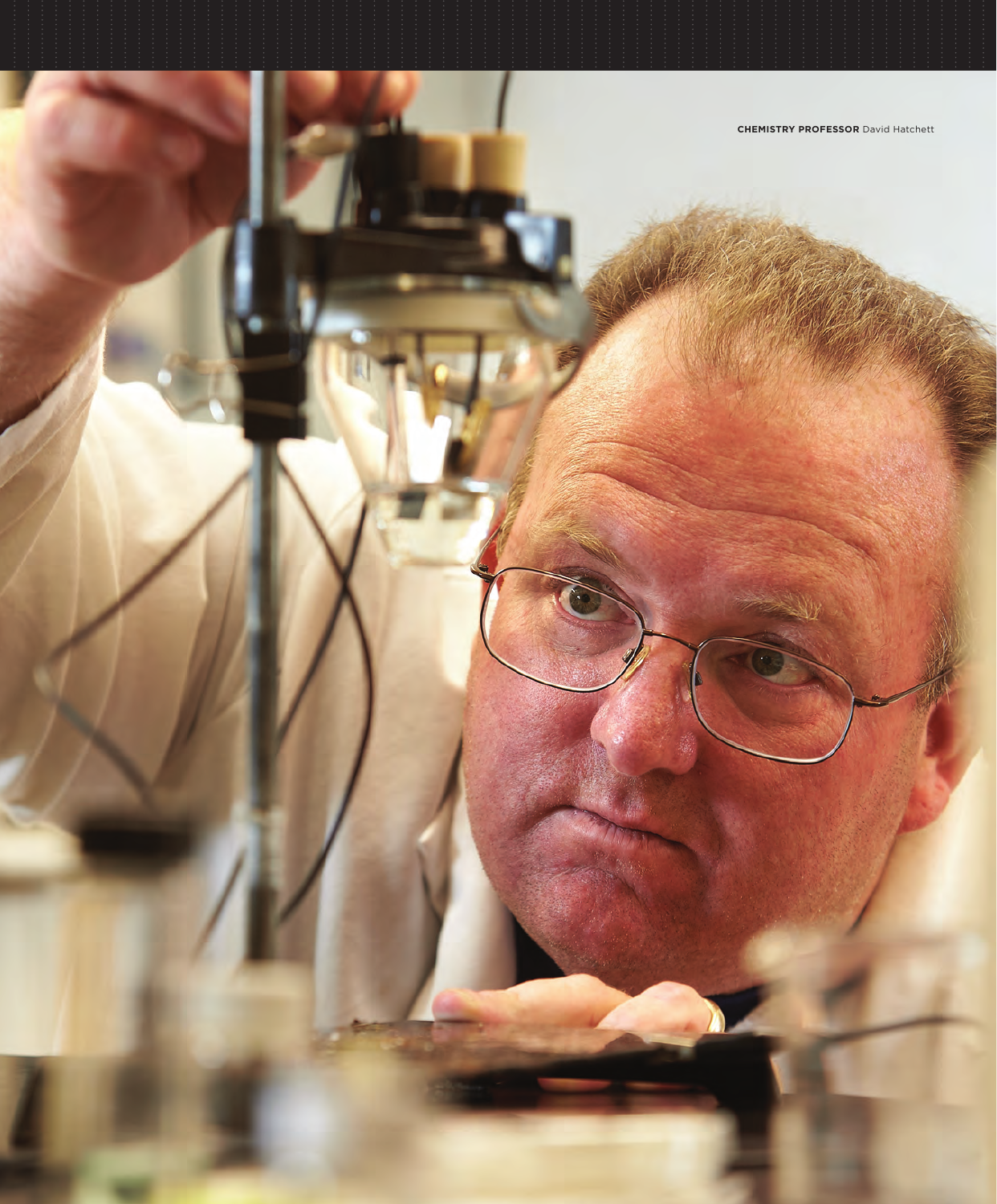**CHEMISTRY PROFESSOR** David Hatchett